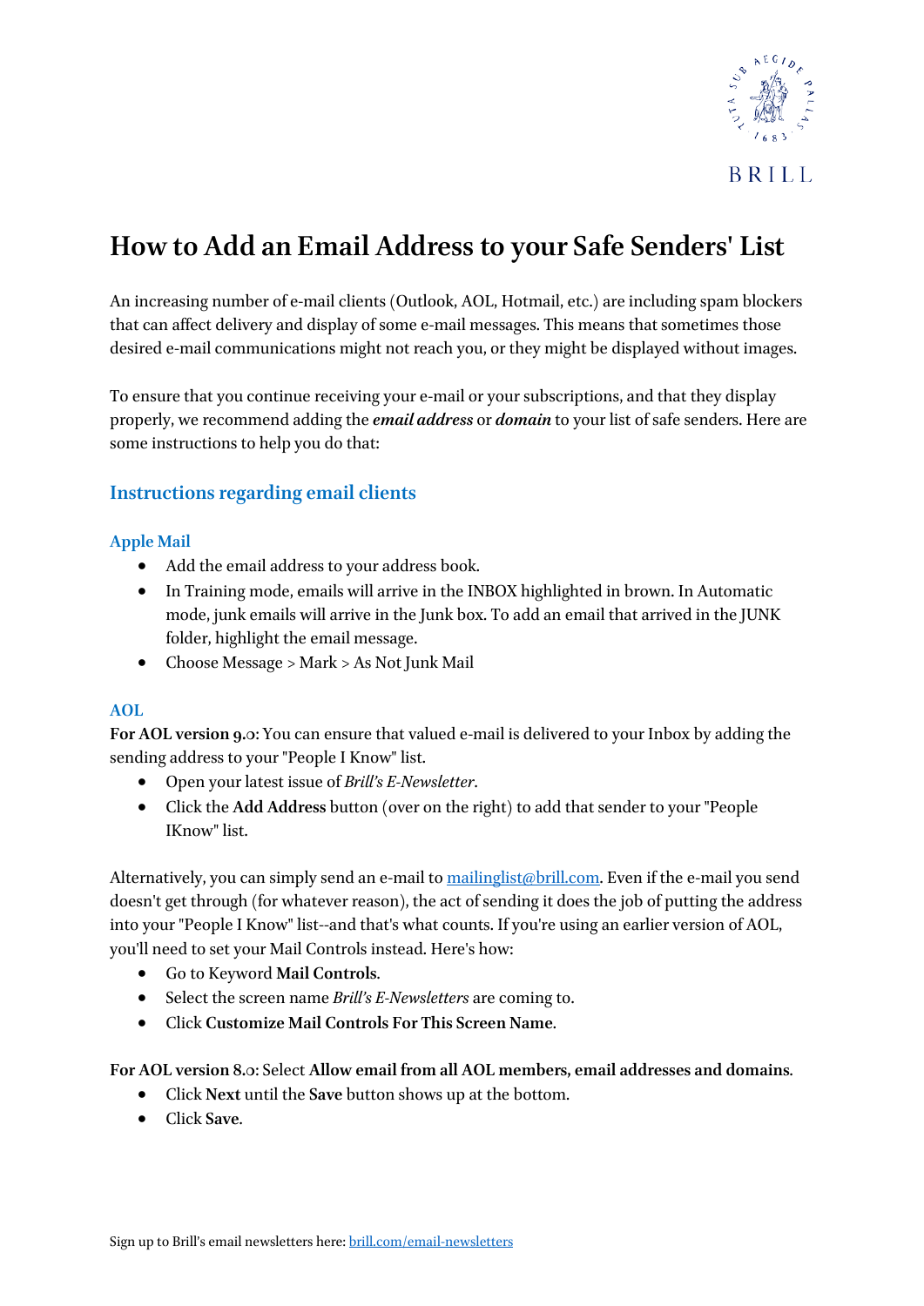# How to Add an Email Address to your Safe Senders' List

An increasing number of e-mail clients (Outlook, AOL, Hotmail, etc.) are including spam blockers that can affect delivery and display of some e-mail messages. This means that sometimes those desired e-mail communications might not reach you, or they might be displayed without images.

To ensure that you continue receiving your e-mail or your subscriptions, and that they display properly, we recommend adding the ***email address*** or ***domain*** to your list of safe senders. Here are some instructions to help you do that:

## Instructions regarding email clients

### Apple Mail

- Add the email address to your address book.
- In Training mode, emails will arrive in the INBOX highlighted in brown. In Automatic mode, junk emails will arrive in the Junk box. To add an email that arrived in the JUNK folder, highlight the email message.
- Choose Message > Mark > As Not Junk Mail

### AOL

**For AOL version 9.0**: You can ensure that valued e-mail is delivered to your Inbox by adding the sending address to your "People I Know" list.

- Open your latest issue of *Brill's E-Newsletter*.
- Click the **Add Address** button (over on the right) to add that sender to your "People IKnow" list.

Alternatively, you can simply send an e-mail to mailinglist@brill.com. Even if the e-mail you send doesn't get through (for whatever reason), the act of sending it does the job of putting the address into your "People I Know" list--and that's what counts. If you're using an earlier version of AOL, you'll need to set your Mail Controls instead. Here's how:

- Go to Keyword **Mail Controls**.
- Select the screen name *Brill's E-Newsletters* are coming to.
- Click **Customize Mail Controls For This Screen Name**.

**For AOL version 8.0**: Select **Allow email from all AOL members, email addresses and domains**.

- Click **Next** until the **Save** button shows up at the bottom.
- Click **Save**.

Sign up to Brill's email newsletters here: brill.com/email-newsletters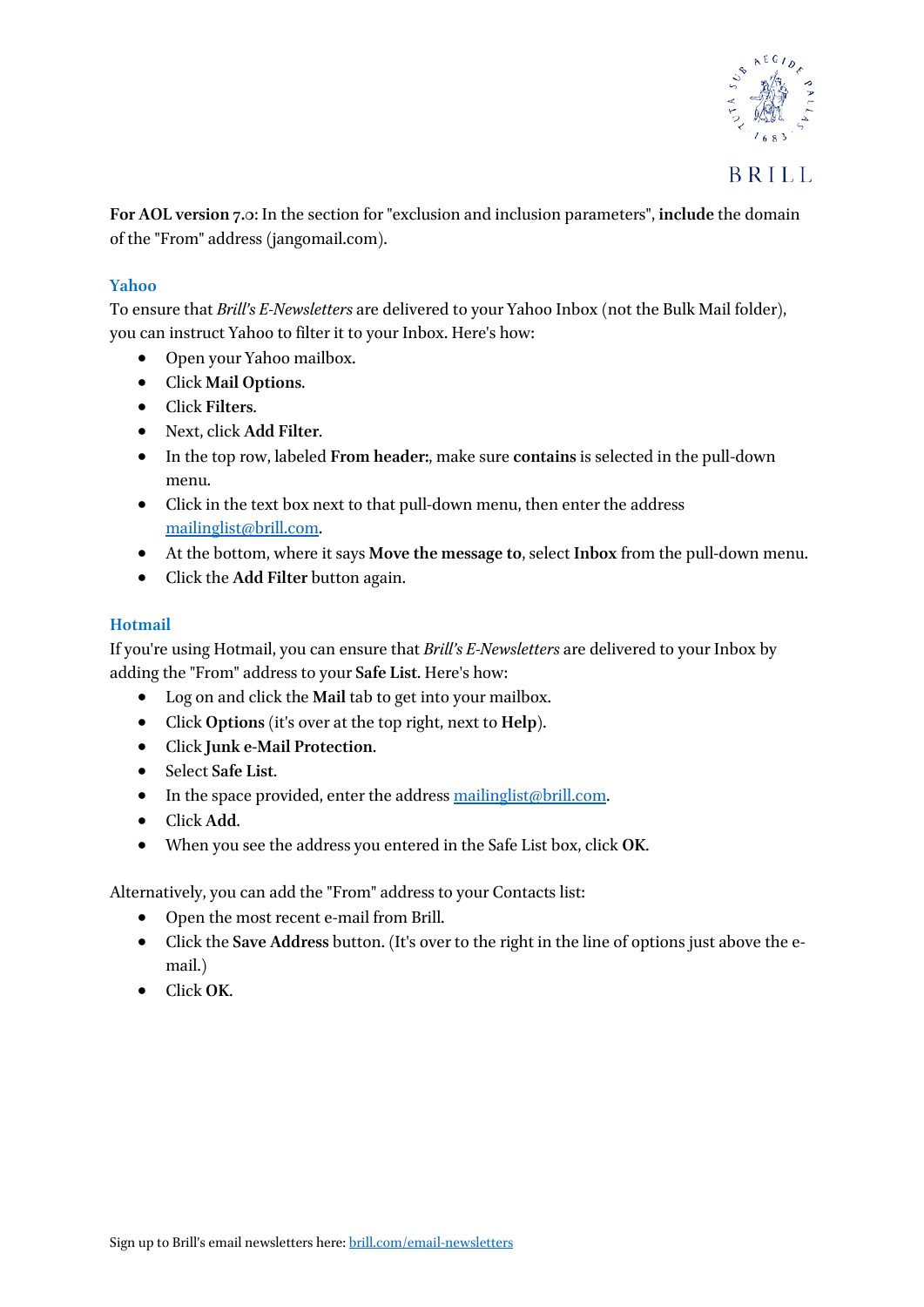**For AOL version 7.0:** In the section for "exclusion and inclusion parameters", **include** the domain of the "From" address (jangomail.com).

### Yahoo

To ensure that *Brill's E-Newsletters* are delivered to your Yahoo Inbox (not the Bulk Mail folder), you can instruct Yahoo to filter it to your Inbox. Here's how:

- Open your Yahoo mailbox.
- Click **Mail Options**.
- Click **Filters**.
- Next, click **Add Filter**.
- In the top row, labeled **From header:**, make sure **contains** is selected in the pull-down menu.
- Click in the text box next to that pull-down menu, then enter the address mailinglist@brill.com.
- At the bottom, where it says **Move the message to**, select **Inbox** from the pull-down menu.
- Click the **Add Filter** button again.

### Hotmail

If you're using Hotmail, you can ensure that *Brill's E-Newsletters* are delivered to your Inbox by adding the "From" address to your **Safe List**. Here's how:

- Log on and click the **Mail** tab to get into your mailbox.
- Click **Options** (it's over at the top right, next to **Help**).
- Click **Junk e-Mail Protection**.
- Select **Safe List**.
- In the space provided, enter the address mailinglist@brill.com.
- Click **Add**.
- When you see the address you entered in the Safe List box, click **OK**.

Alternatively, you can add the "From" address to your Contacts list:

- Open the most recent e-mail from Brill.
- Click the **Save Address** button. (It's over to the right in the line of options just above the e-mail.)
- Click **OK**.

Sign up to Brill's email newsletters here: brill.com/email-newsletters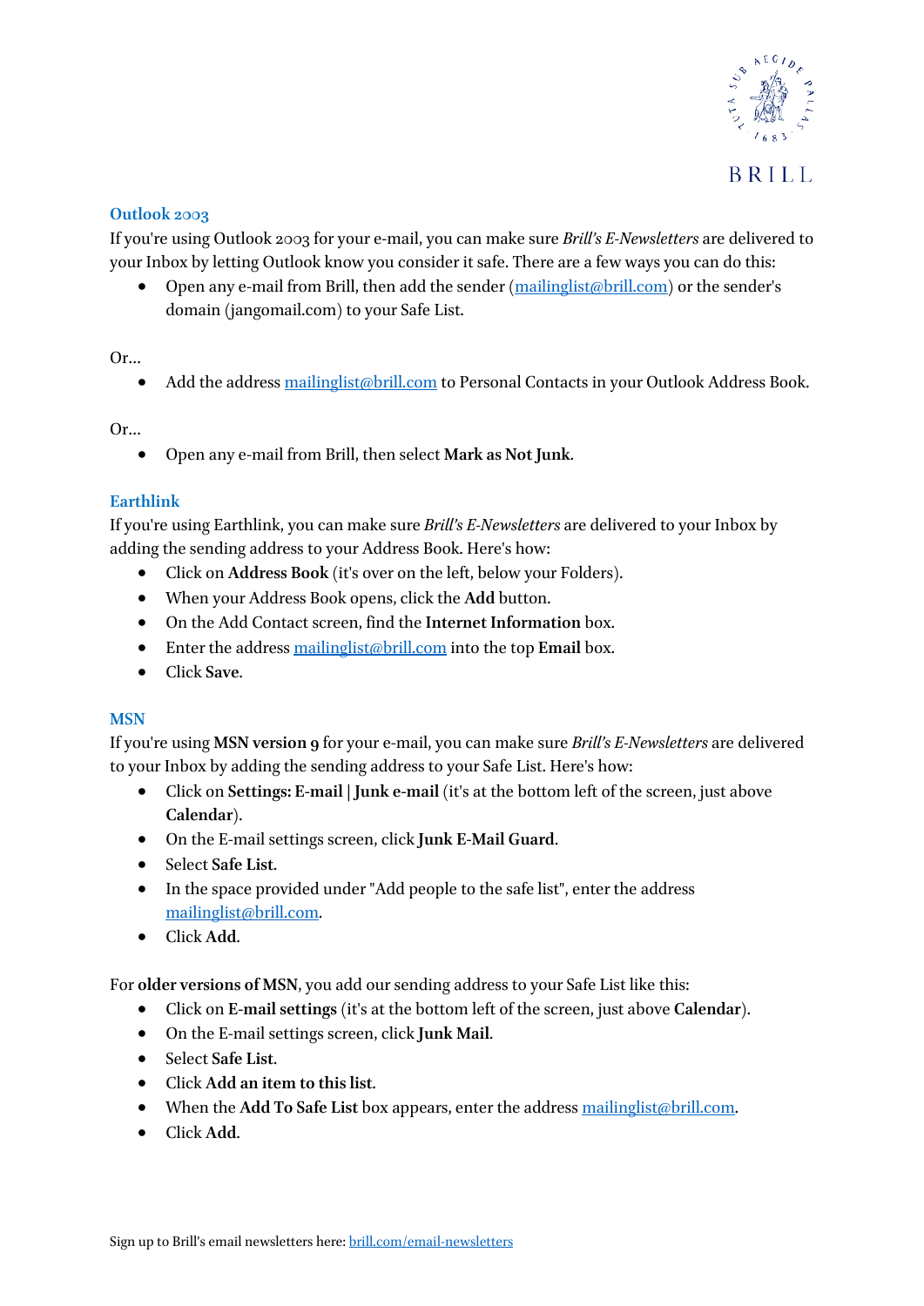### Outlook 2003

If you're using Outlook 2003 for your e-mail, you can make sure *Brill's E-Newsletters* are delivered to your Inbox by letting Outlook know you consider it safe. There are a few ways you can do this:

- Open any e-mail from Brill, then add the sender (mailinglist@brill.com) or the sender's domain (jangomail.com) to your Safe List.

Or...

- Add the address mailinglist@brill.com to Personal Contacts in your Outlook Address Book.

Or...

- Open any e-mail from Brill, then select **Mark as Not Junk.**

### Earthlink

If you're using Earthlink, you can make sure *Brill's E-Newsletters* are delivered to your Inbox by adding the sending address to your Address Book. Here's how:

- Click on **Address Book** (it's over on the left, below your Folders).
- When your Address Book opens, click the **Add** button.
- On the Add Contact screen, find the **Internet Information** box.
- Enter the address mailinglist@brill.com into the top **Email** box.
- Click **Save.**

### MSN

If you're using **MSN version 9** for your e-mail, you can make sure *Brill's E-Newsletters* are delivered to your Inbox by adding the sending address to your Safe List. Here's how:

- Click on **Settings: E-mail | Junk e-mail** (it's at the bottom left of the screen, just above **Calendar**).
- On the E-mail settings screen, click **Junk E-Mail Guard**.
- Select **Safe List**.
- In the space provided under "Add people to the safe list", enter the address mailinglist@brill.com.
- Click **Add**.

For **older versions of MSN**, you add our sending address to your Safe List like this:

- Click on **E-mail settings** (it's at the bottom left of the screen, just above **Calendar**).
- On the E-mail settings screen, click **Junk Mail.**
- Select **Safe List**.
- Click **Add an item to this list.**
- When the **Add To Safe List** box appears, enter the address mailinglist@brill.com.
- Click **Add.**

Sign up to Brill's email newsletters here: brill.com/email-newsletters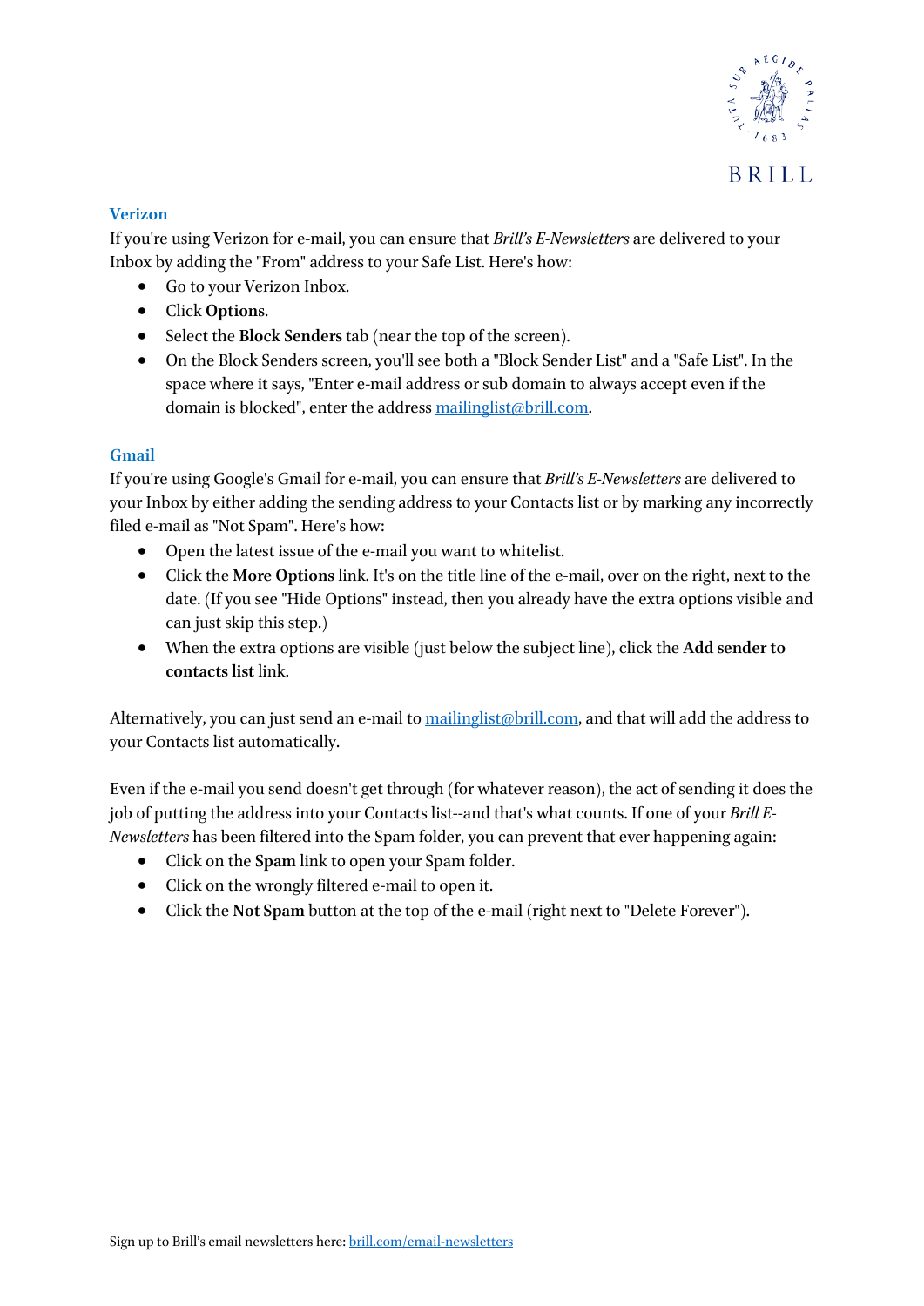## Verizon

If you're using Verizon for e-mail, you can ensure that *Brill's E-Newsletters* are delivered to your Inbox by adding the "From" address to your Safe List. Here's how:

- Go to your Verizon Inbox.
- Click **Options**.
- Select the **Block Senders** tab (near the top of the screen).
- On the Block Senders screen, you'll see both a "Block Sender List" and a "Safe List". In the space where it says, "Enter e-mail address or sub domain to always accept even if the domain is blocked", enter the address mailinglist@brill.com.

## Gmail

If you're using Google's Gmail for e-mail, you can ensure that *Brill's E-Newsletters* are delivered to your Inbox by either adding the sending address to your Contacts list or by marking any incorrectly filed e-mail as "Not Spam". Here's how:

- Open the latest issue of the e-mail you want to whitelist.
- Click the **More Options** link. It's on the title line of the e-mail, over on the right, next to the date. (If you see "Hide Options" instead, then you already have the extra options visible and can just skip this step.)
- When the extra options are visible (just below the subject line), click the **Add sender to contacts list** link.

Alternatively, you can just send an e-mail to mailinglist@brill.com, and that will add the address to your Contacts list automatically.

Even if the e-mail you send doesn't get through (for whatever reason), the act of sending it does the job of putting the address into your Contacts list--and that's what counts. If one of your *Brill E-Newsletters* has been filtered into the Spam folder, you can prevent that ever happening again:

- Click on the **Spam** link to open your Spam folder.
- Click on the wrongly filtered e-mail to open it.
- Click the **Not Spam** button at the top of the e-mail (right next to "Delete Forever").

Sign up to Brill's email newsletters here: brill.com/email-newsletters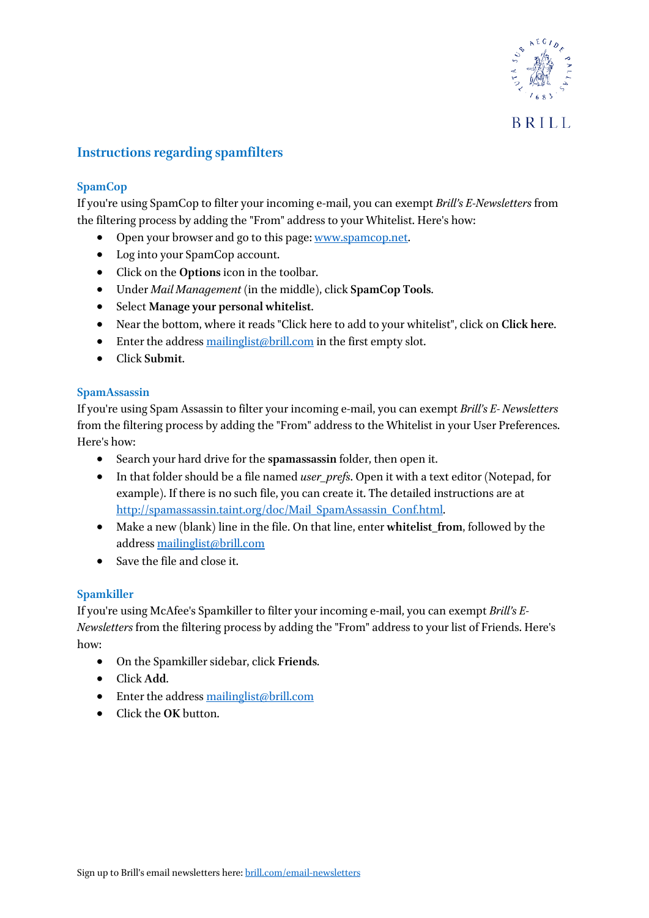## Instructions regarding spamfilters

### SpamCop

If you're using SpamCop to filter your incoming e-mail, you can exempt *Brill's E-Newsletters* from the filtering process by adding the "From" address to your Whitelist. Here's how:

- Open your browser and go to this page: [www.spamcop.net](www.spamcop.net).
- Log into your SpamCop account.
- Click on the **Options** icon in the toolbar.
- Under *Mail Management* (in the middle), click **SpamCop Tools**.
- Select **Manage your personal whitelist**.
- Near the bottom, where it reads "Click here to add to your whitelist", click on **Click here**.
- Enter the address [mailinglist@brill.com](mailto:mailinglist@brill.com) in the first empty slot.
- Click **Submit**.

### SpamAssassin

If you're using Spam Assassin to filter your incoming e-mail, you can exempt *Brill's E- Newsletters* from the filtering process by adding the "From" address to the Whitelist in your User Preferences. Here's how:

- Search your hard drive for the **spamassassin** folder, then open it.
- In that folder should be a file named *user_prefs*. Open it with a text editor (Notepad, for example). If there is no such file, you can create it. The detailed instructions are at [http://spamassassin.taint.org/doc/Mail_SpamAssassin_Conf.html](http://spamassassin.taint.org/doc/Mail_SpamAssassin_Conf.html).
- Make a new (blank) line in the file. On that line, enter **whitelist_from**, followed by the address [mailinglist@brill.com](mailto:mailinglist@brill.com)
- Save the file and close it.

### Spamkiller

If you're using McAfee's Spamkiller to filter your incoming e-mail, you can exempt *Brill's E-Newsletters* from the filtering process by adding the "From" address to your list of Friends. Here's how:

- On the Spamkiller sidebar, click **Friends**.
- Click **Add**.
- Enter the address [mailinglist@brill.com](mailto:mailinglist@brill.com)
- Click the **OK** button.

Sign up to Brill's email newsletters here: [brill.com/email-newsletters](brill.com/email-newsletters)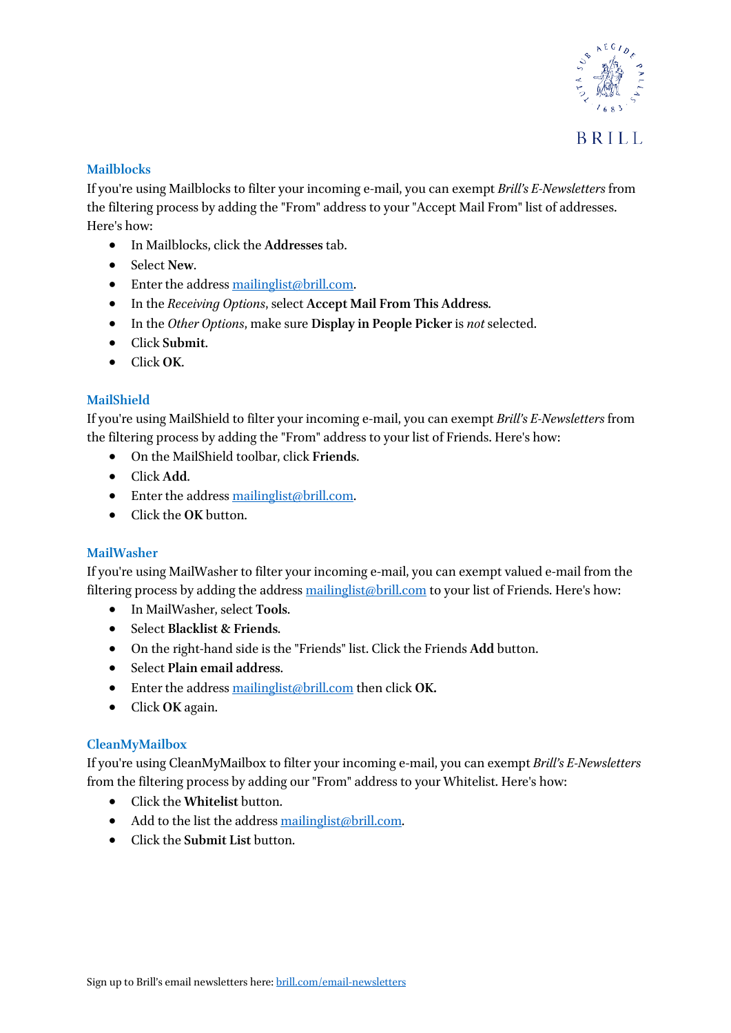## Mailblocks

If you're using Mailblocks to filter your incoming e-mail, you can exempt *Brill's E-Newsletters* from the filtering process by adding the "From" address to your "Accept Mail From" list of addresses. Here's how:

- In Mailblocks, click the **Addresses** tab.
- Select **New**.
- Enter the address mailinglist@brill.com.
- In the *Receiving Options*, select **Accept Mail From This Address**.
- In the *Other Options*, make sure **Display in People Picker** is *not* selected.
- Click **Submit**.
- Click **OK**.

## MailShield

If you're using MailShield to filter your incoming e-mail, you can exempt *Brill's E-Newsletters* from the filtering process by adding the "From" address to your list of Friends. Here's how:

- On the MailShield toolbar, click **Friends**.
- Click **Add**.
- Enter the address mailinglist@brill.com.
- Click the **OK** button.

## MailWasher

If you're using MailWasher to filter your incoming e-mail, you can exempt valued e-mail from the filtering process by adding the address mailinglist@brill.com to your list of Friends. Here's how:

- In MailWasher, select **Tools**.
- Select **Blacklist & Friends**.
- On the right-hand side is the "Friends" list. Click the Friends **Add** button.
- Select **Plain email address**.
- Enter the address mailinglist@brill.com then click **OK.**
- Click **OK** again.

## CleanMyMailbox

If you're using CleanMyMailbox to filter your incoming e-mail, you can exempt *Brill's E-Newsletters* from the filtering process by adding our "From" address to your Whitelist. Here's how:

- Click the **Whitelist** button.
- Add to the list the address mailinglist@brill.com.
- Click the **Submit List** button.

Sign up to Brill's email newsletters here: brill.com/email-newsletters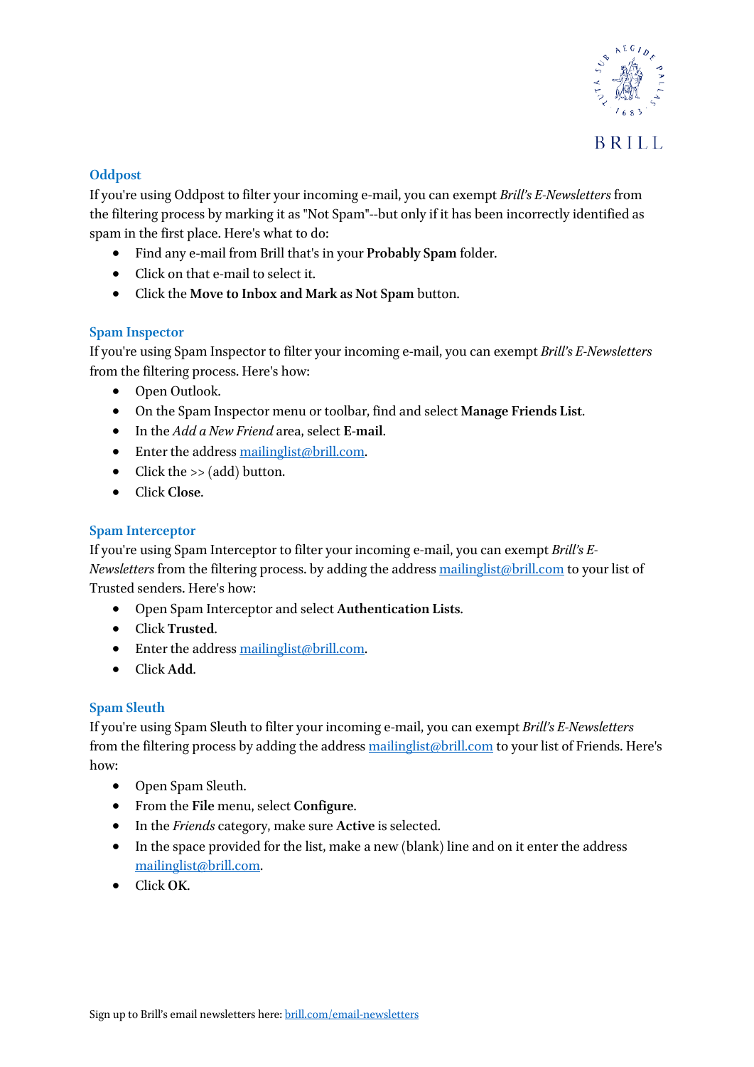## Oddpost

If you're using Oddpost to filter your incoming e-mail, you can exempt *Brill's E-Newsletters* from the filtering process by marking it as "Not Spam"--but only if it has been incorrectly identified as spam in the first place. Here's what to do:

- Find any e-mail from Brill that's in your **Probably Spam** folder.
- Click on that e-mail to select it.
- Click the **Move to Inbox and Mark as Not Spam** button.

## Spam Inspector

If you're using Spam Inspector to filter your incoming e-mail, you can exempt *Brill's E-Newsletters* from the filtering process. Here's how:

- Open Outlook.
- On the Spam Inspector menu or toolbar, find and select **Manage Friends List**.
- In the *Add a New Friend* area, select **E-mail**.
- Enter the address mailinglist@brill.com.
- Click the >> (add) button.
- Click **Close**.

## Spam Interceptor

If you're using Spam Interceptor to filter your incoming e-mail, you can exempt *Brill's E-Newsletters* from the filtering process. by adding the address mailinglist@brill.com to your list of Trusted senders. Here's how:

- Open Spam Interceptor and select **Authentication Lists**.
- Click **Trusted**.
- Enter the address mailinglist@brill.com.
- Click **Add**.

## Spam Sleuth

If you're using Spam Sleuth to filter your incoming e-mail, you can exempt *Brill's E-Newsletters* from the filtering process by adding the address mailinglist@brill.com to your list of Friends. Here's how:

- Open Spam Sleuth.
- From the **File** menu, select **Configure**.
- In the *Friends* category, make sure **Active** is selected.
- In the space provided for the list, make a new (blank) line and on it enter the address mailinglist@brill.com.
- Click **OK**.

Sign up to Brill's email newsletters here: brill.com/email-newsletters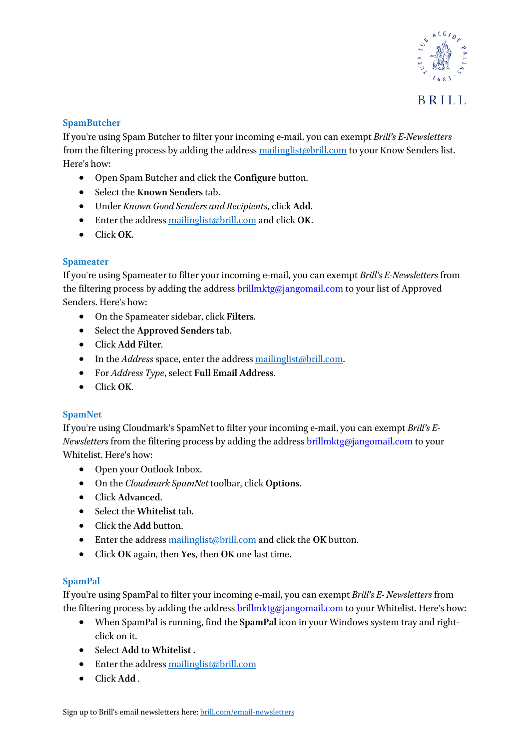### SpamButcher

If you're using Spam Butcher to filter your incoming e-mail, you can exempt *Brill's E-Newsletters* from the filtering process by adding the address mailinglist@brill.com to your Know Senders list. Here's how:

- Open Spam Butcher and click the **Configure** button.
- Select the **Known Senders** tab.
- Under *Known Good Senders and Recipients*, click **Add**.
- Enter the address mailinglist@brill.com and click **OK**.
- Click **OK**.

### Spameater

If you're using Spameater to filter your incoming e-mail, you can exempt *Brill's E-Newsletters* from the filtering process by adding the address brillmktg@jangomail.com to your list of Approved Senders. Here's how:

- On the Spameater sidebar, click **Filters**.
- Select the **Approved Senders** tab.
- Click **Add Filter**.
- In the *Address* space, enter the address mailinglist@brill.com.
- For *Address Type*, select **Full Email Address**.
- Click **OK**.

### SpamNet

If you're using Cloudmark's SpamNet to filter your incoming e-mail, you can exempt *Brill's E-Newsletters* from the filtering process by adding the address brillmktg@jangomail.com to your Whitelist. Here's how:

- Open your Outlook Inbox.
- On the *Cloudmark SpamNet* toolbar, click **Options**.
- Click **Advanced**.
- Select the **Whitelist** tab.
- Click the **Add** button.
- Enter the address mailinglist@brill.com and click the **OK** button.
- Click **OK** again, then **Yes**, then **OK** one last time.

### SpamPal

If you're using SpamPal to filter your incoming e-mail, you can exempt *Brill's E- Newsletters* from the filtering process by adding the address brillmktg@jangomail.com to your Whitelist. Here's how:

- When SpamPal is running, find the **SpamPal** icon in your Windows system tray and right-click on it.
- Select **Add to Whitelist** .
- Enter the address mailinglist@brill.com
- Click **Add** .

Sign up to Brill's email newsletters here: brill.com/email-newsletters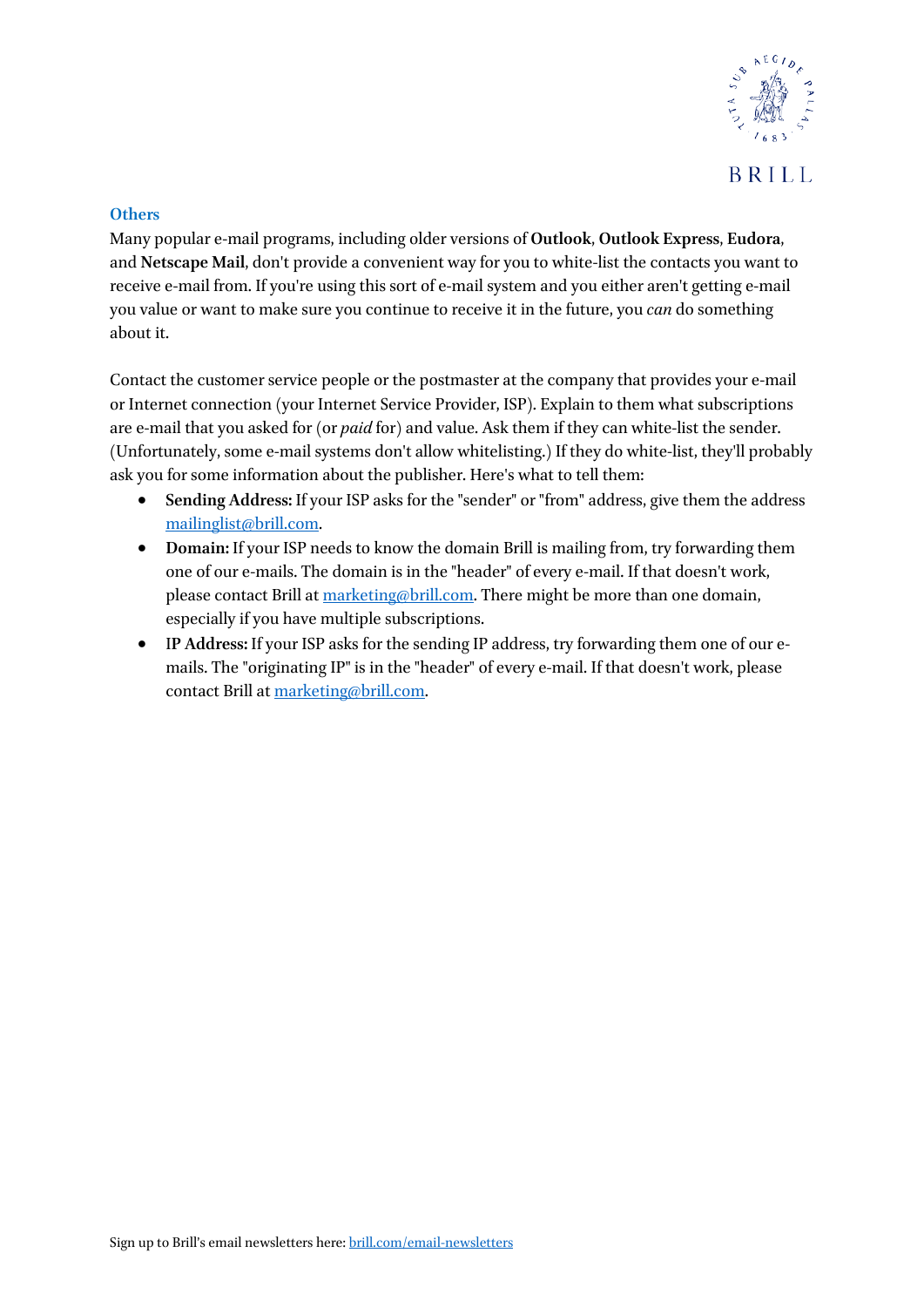### Others

Many popular e-mail programs, including older versions of **Outlook**, **Outlook Express**, **Eudora**, and **Netscape Mail**, don't provide a convenient way for you to white-list the contacts you want to receive e-mail from. If you're using this sort of e-mail system and you either aren't getting e-mail you value or want to make sure you continue to receive it in the future, you *can* do something about it.

Contact the customer service people or the postmaster at the company that provides your e-mail or Internet connection (your Internet Service Provider, ISP). Explain to them what subscriptions are e-mail that you asked for (or *paid* for) and value. Ask them if they can white-list the sender. (Unfortunately, some e-mail systems don't allow whitelisting.) If they do white-list, they'll probably ask you for some information about the publisher. Here's what to tell them:

- **Sending Address:** If your ISP asks for the "sender" or "from" address, give them the address mailinglist@brill.com.
- **Domain:** If your ISP needs to know the domain Brill is mailing from, try forwarding them one of our e-mails. The domain is in the "header" of every e-mail. If that doesn't work, please contact Brill at marketing@brill.com. There might be more than one domain, especially if you have multiple subscriptions.
- **IP Address:** If your ISP asks for the sending IP address, try forwarding them one of our e-mails. The "originating IP" is in the "header" of every e-mail. If that doesn't work, please contact Brill at marketing@brill.com.

Sign up to Brill's email newsletters here: brill.com/email-newsletters